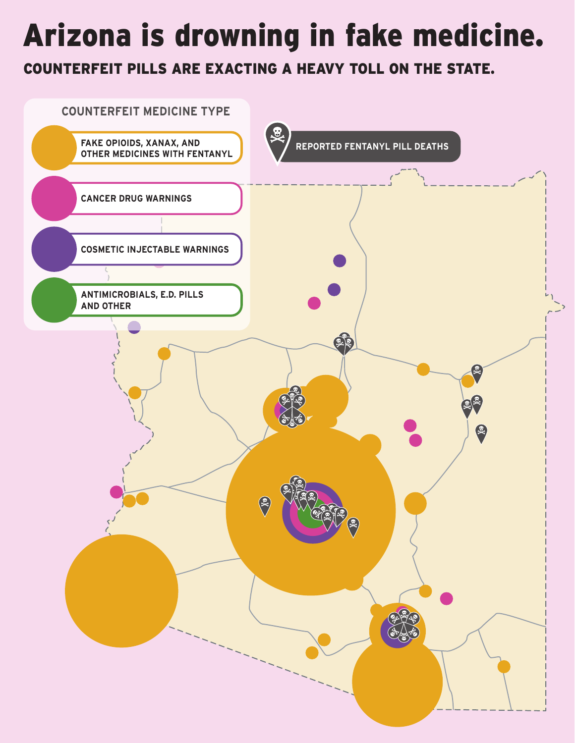# Arizona is drowning in fake medicine.

## COUNTERFEIT PILLS ARE EXACTING A HEAVY TOLL ON THE STATE.

**COUNTERFEIT MEDICINE TYPE**

- FAKE OPIOIDS, XANAX, AND OTHER MEDICINES WITH FENTANYL
- CANCER DRUG WARNINGS
- COSMETIC INJECTABLE WARNINGS
- ANTIMICROBIALS, E.D. PILLS AND OTHER

REPORTED FENTANYL PILL DEATHS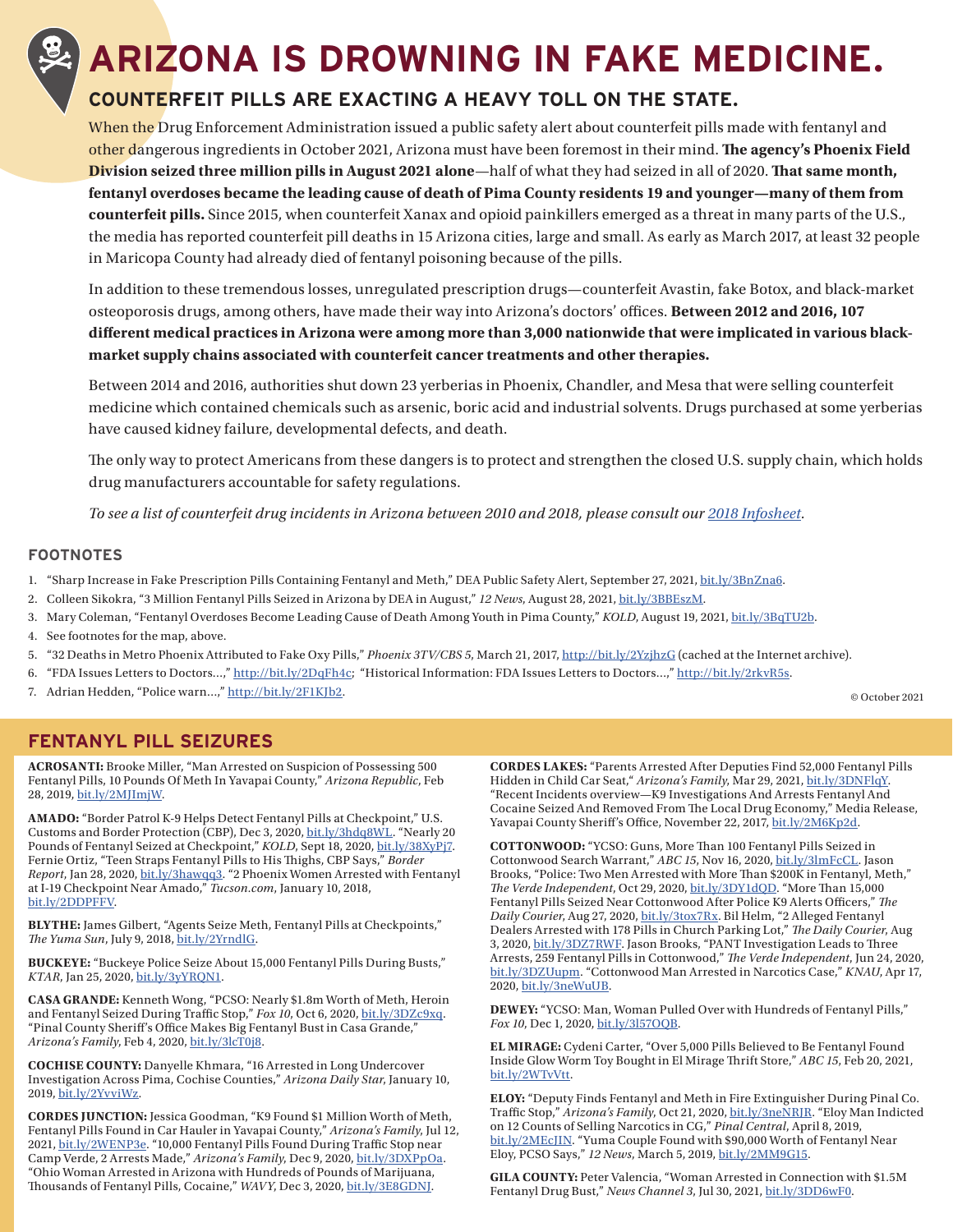# ARIZONA IS DROWNING IN FAKE MEDICINE.

## COUNTERFEIT PILLS ARE EXACTING A HEAVY TOLL ON THE STATE.

When the Drug Enforcement Administration issued a public safety alert about counterfeit pills made with fentanyl and other dangerous ingredients in October 2021, Arizona must have been foremost in their mind. **The agency's Phoenix Field Division seized three million pills in August 2021 alone**—half of what they had seized in all of 2020. **That same month, fentanyl overdoses became the leading cause of death of Pima County residents 19 and younger—many of them from counterfeit pills.** Since 2015, when counterfeit Xanax and opioid painkillers emerged as a threat in many parts of the U.S., the media has reported counterfeit pill deaths in 15 Arizona cities, large and small. As early as March 2017, at least 32 people in Maricopa County had already died of fentanyl poisoning because of the pills.

In addition to these tremendous losses, unregulated prescription drugs—counterfeit Avastin, fake Botox, and black-market osteoporosis drugs, among others, have made their way into Arizona's doctors' offices. **Between 2012 and 2016, 107 different medical practices in Arizona were among more than 3,000 nationwide that were implicated in various black-market supply chains associated with counterfeit cancer treatments and other therapies.**

Between 2014 and 2016, authorities shut down 23 yerberias in Phoenix, Chandler, and Mesa that were selling counterfeit medicine which contained chemicals such as arsenic, boric acid and industrial solvents. Drugs purchased at some yerberias have caused kidney failure, developmental defects, and death.

The only way to protect Americans from these dangers is to protect and strengthen the closed U.S. supply chain, which holds drug manufacturers accountable for safety regulations.

*To see a list of counterfeit drug incidents in Arizona between 2010 and 2018, please consult our [2018 Infosheet](#).*

### FOOTNOTES

1. "Sharp Increase in Fake Prescription Pills Containing Fentanyl and Meth," DEA Public Safety Alert, September 27, 2021, bit.ly/3BnZna6.
2. Colleen Sikokra, "3 Million Fentanyl Pills Seized in Arizona by DEA in August," *12 News*, August 28, 2021, bit.ly/3BBEszM.
3. Mary Coleman, "Fentanyl Overdoses Become Leading Cause of Death Among Youth in Pima County," *KOLD*, August 19, 2021, bit.ly/3BqTU2b.
4. See footnotes for the map, above.
5. "32 Deaths in Metro Phoenix Attributed to Fake Oxy Pills," *Phoenix 3TV/CBS 5*, March 21, 2017, http://bit.ly/2YzjhzG (cached at the Internet archive).
6. "FDA Issues Letters to Doctors...," http://bit.ly/2DqFh4c; "Historical Information: FDA Issues Letters to Doctors...," http://bit.ly/2rkvR5s.
7. Adrian Hedden, "Police warn...," http://bit.ly/2F1KJb2.

© October 2021

## FENTANYL PILL SEIZURES

**ACROSANTI:** Brooke Miller, "Man Arrested on Suspicion of Possessing 500 Fentanyl Pills, 10 Pounds Of Meth In Yavapai County," *Arizona Republic*, Feb 28, 2019, bit.ly/2MJImjW.

**AMADO:** "Border Patrol K-9 Helps Detect Fentanyl Pills at Checkpoint," U.S. Customs and Border Protection (CBP), Dec 3, 2020, bit.ly/3hdq8WL. "Nearly 20 Pounds of Fentanyl Seized at Checkpoint," *KOLD*, Sept 18, 2020, bit.ly/38XyPj7. Fernie Ortiz, "Teen Straps Fentanyl Pills to His Thighs, CBP Says," *Border Report*, Jan 28, 2020, bit.ly/3hawqq3. "2 Phoenix Women Arrested with Fentanyl at I-19 Checkpoint Near Amado," *Tucson.com*, January 10, 2018, bit.ly/2DDPFFV.

**BLYTHE:** James Gilbert, "Agents Seize Meth, Fentanyl Pills at Checkpoints," *The Yuma Sun*, July 9, 2018, bit.ly/2YrndlG.

**BUCKEYE:** "Buckeye Police Seize About 15,000 Fentanyl Pills During Busts," *KTAR*, Jan 25, 2020, bit.ly/3yYRQN1.

**CASA GRANDE:** Kenneth Wong, "PCSO: Nearly $1.8m Worth of Meth, Heroin and Fentanyl Seized During Traffic Stop," *Fox 10*, Oct 6, 2020, bit.ly/3DZc9xq. "Pinal County Sheriff's Office Makes Big Fentanyl Bust in Casa Grande," *Arizona's Family*, Feb 4, 2020, bit.ly/3lcT0j8.

**COCHISE COUNTY:** Danyelle Khmara, "16 Arrested in Long Undercover Investigation Across Pima, Cochise Counties," *Arizona Daily Star*, January 10, 2019, bit.ly/2YvviWz.

**CORDES JUNCTION:** Jessica Goodman, "K9 Found $1 Million Worth of Meth, Fentanyl Pills Found in Car Hauler in Yavapai County," *Arizona's Family*, Jul 12, 2021, bit.ly/2WENP3e. "10,000 Fentanyl Pills Found During Traffic Stop near Camp Verde, 2 Arrests Made," *Arizona's Family*, Dec 9, 2020, bit.ly/3DXPpOa. "Ohio Woman Arrested in Arizona with Hundreds of Pounds of Marijuana, Thousands of Fentanyl Pills, Cocaine," *WAVY*, Dec 3, 2020, bit.ly/3E8GDNJ.

**CORDES LAKES:** "Parents Arrested After Deputies Find 52,000 Fentanyl Pills Hidden in Child Car Seat," *Arizona's Family*, Mar 29, 2021, bit.ly/3DNFlqY. "Recent Incidents overview—K9 Investigations And Arrests Fentanyl And Cocaine Seized And Removed From The Local Drug Economy," Media Release, Yavapai County Sheriff's Office, November 22, 2017, bit.ly/2M6Kp2d.

**COTTONWOOD:** "YCSO: Guns, More Than 100 Fentanyl Pills Seized in Cottonwood Search Warrant," *ABC 15*, Nov 16, 2020, bit.ly/3lmFcCL. Jason Brooks, "Police: Two Men Arrested with More Than $200K in Fentanyl, Meth," *The Verde Independent*, Oct 29, 2020, bit.ly/3DY1dQD. "More Than 15,000 Fentanyl Pills Seized Near Cottonwood After Police K9 Alerts Officers," *The Daily Courier*, Aug 27, 2020, bit.ly/3tox7Rx. Bil Helm, "2 Alleged Fentanyl Dealers Arrested with 178 Pills in Church Parking Lot," *The Daily Courier*, Aug 3, 2020, bit.ly/3DZ7RWF. Jason Brooks, "PANT Investigation Leads to Three Arrests, 259 Fentanyl Pills in Cottonwood," *The Verde Independent*, Jun 24, 2020, bit.ly/3DZUupm. "Cottonwood Man Arrested in Narcotics Case," *KNAU*, Apr 17, 2020, bit.ly/3neWuUB.

**DEWEY:** "YCSO: Man, Woman Pulled Over with Hundreds of Fentanyl Pills," *Fox 10*, Dec 1, 2020, bit.ly/3l57OQB.

**EL MIRAGE:** Cydeni Carter, "Over 5,000 Pills Believed to Be Fentanyl Found Inside Glow Worm Toy Bought in El Mirage Thrift Store," *ABC 15*, Feb 20, 2021, bit.ly/2WTvVtt.

**ELOY:** "Deputy Finds Fentanyl and Meth in Fire Extinguisher During Pinal Co. Traffic Stop," *Arizona's Family*, Oct 21, 2020, bit.ly/3neNRJR. "Eloy Man Indicted on 12 Counts of Selling Narcotics in CG," *Pinal Central*, April 8, 2019, bit.ly/2MEcJIN. "Yuma Couple Found with $90,000 Worth of Fentanyl Near Eloy, PCSO Says," *12 News*, March 5, 2019, bit.ly/2MM9G15.

**GILA COUNTY:** Peter Valencia, "Woman Arrested in Connection with $1.5M Fentanyl Drug Bust," *News Channel 3*, Jul 30, 2021, bit.ly/3DD6wF0.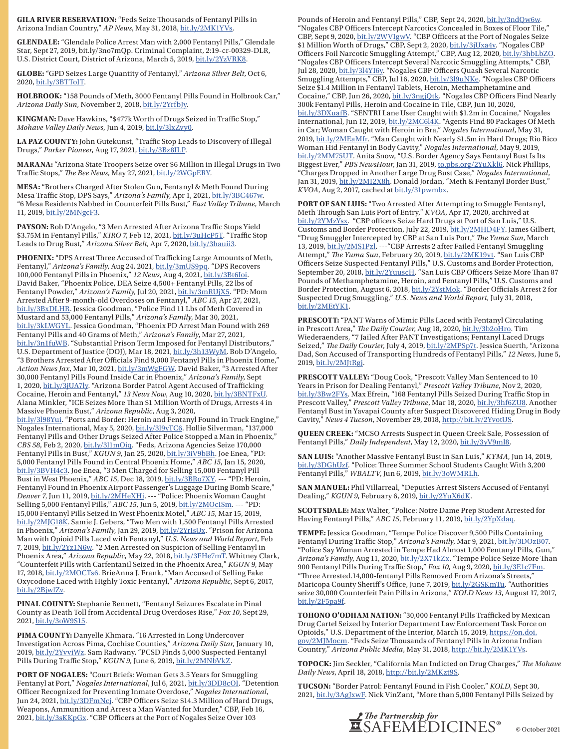**GILA RIVER RESERVATION:** "Feds Seize Thousands of Fentanyl Pills in Arizona Indian Country," *AP News*, May 31, 2018, bit.ly/2MK1YVs.

**GLENDALE:** "Glendale Police Arrest Man with 2,000 Fentanyl Pills," Glendale Star, Sept 27, 2019, bit.ly/3no7mQp. Criminal Complaint, 2:19-cr-00329-DLR, U.S. District Court, District of Arizona, March 5, 2019, bit.ly/2YzVRK8.

**GLOBE:** "GPD Seizes Large Quantity of Fentanyl," *Arizona Silver Belt*, Oct 6, 2020, bit.ly/3BTToJT.

**HOLBROOK:** "158 Pounds of Meth, 3000 Fentanyl Pills Found in Holbrook Car," *Arizona Daily Sun*, November 2, 2018, bit.ly/2YrfbJy.

**KINGMAN:** Dave Hawkins, "$477k Worth of Drugs Seized in Traffic Stop," *Mohave Valley Daily News*, Jun 4, 2019, bit.ly/3lxZvy0.

**LA PAZ COUNTY:** John Gutekunst, "Traffic Stop Leads to Discovery of Illegal Drugs," *Parker Pioneer*, Aug 17, 2021, bit.ly/3Bz8ILP.

**MARANA:** "Arizona State Troopers Seize over $6 Million in Illegal Drugs in Two Traffic Stops," *The Bee News*, May 27, 2021, bit.ly/2WGpERY.

**MESA:** "Brothers Charged After Stolen Gun, Fentanyl & Meth Found During Mesa Traffic Stop, DPS Says," *Arizona's Family*, Apr 1, 2021, bit.ly/3BC467w. "6 Mesa Residents Nabbed in Counterfeit Pills Bust," *East Valley Tribune*, March 11, 2019, bit.ly/2MNgcF3.

**PAYSON:** Bob D'Angelo, "3 Men Arrested After Arizona Traffic Stops Yield $3.75M in Fentanyl Pills," *KIRO 7*, Feb 12, 2021, bit.ly/3uHcP5T. "Traffic Stop Leads to Drug Bust," *Arizona Silver Belt*, Apr 7, 2020, bit.ly/3hauii3.

**PHOENIX:** "DPS Arrest Three Accused of Trafficking Large Amounts of Meth, Fentanyl," *Arizona's Family*, Aug 24, 2021, bit.ly/3mUS9pq. "DPS Recovers 100,000 Fentanyl Pills in Phoenix," *12 News*, Aug 4, 2021, bit.ly/3Bt6Ioi. David Baker, "Phoenix Police, DEA Seize 4,500+ Fentanyl Pills, 22 lbs of Fentanyl Powder," *Arizona's Family*, Jul 20, 2021, bit.ly/3mRUjX5. "PD: Mom Arrested After 9-month-old Overdoses on Fentanyl," *ABC 15*, Apr 27, 2021, bit.ly/3BxDLHR. Jessica Goodman, "Police Find 11 Lbs of Meth Covered in Mustard and 53,000 Fentanyl Pills," *Arizona's Family*, Mar 30, 2021, bit.ly/3kLWGYL. Jessica Goodman, "Phoenix PD Arrest Man Found with 269 Fentanyl Pills and 40 Grams of Meth," *Arizona's Family*, Mar 27, 2021, bit.ly/3n1fuWB. "Substantial Prison Term Imposed for Fentanyl Distributors," U.S. Department of Justice (DOJ), Mar 18, 2021, bit.ly/3h13WyM. Bob D'Angelo, "3 Brothers Arrested After Officials Find 9,000 Fentanyl Pills in Phoenix Home," *Action News Jax*, Mar 10, 2021, bit.ly/3mWgFGW. David Baker, "3 Arrested After 30,000 Fentanyl Pills Found Inside Car in Phoenix," *Arizona's Family*, Sept 1, 2020, bit.ly/3jUA7ly. "Arizona Border Patrol Agent Accused of Trafficking Cocaine, Heroin and Fentanyl," *13 News Now*, Aug 10, 2020, bit.ly/3BNTFxU. Alana Minkler, "ICE Seizes More Than $1 Million Worth of Drugs, Arrests 4 in Massive Phoenix Bust," *Arizona Republic*, Aug 3, 2020, bit.ly/3l98Yui. "Ports and Border: Heroin and Fentanyl Found in Truck Engine," Nogales International, May 5, 2020, bit.ly/3l9yTC6. Hollie Silverman, "137,000 Fentanyl Pills and Other Drugs Seized After Police Stopped a Man in Phoenix," *CBS 58*, Feb 2, 2020, bit.ly/3l1mOiq. "Feds, Arizona Agencies Seize 170,000 Fentanyl Pills in Bust," *KGUN 9*, Jan 25, 2020, bit.ly/3iV9bBh. Joe Enea, "PD: 5,000 Fentanyl Pills Found in Central Phoenix Home," *ABC 15*, Jan 15, 2020, bit.ly/3BVH4c3. Joe Enea, "3 Men Charged for Selling 15,000 Fentanyl Pill Bust in West Phoenix," *ABC 15*, Dec 18, 2019, bit.ly/3BRo7XY. --- "PD: Heroin, Fentanyl Found in Phoenix Airport Passenger's Luggage During Bomb Scare," *Denver 7*, Jun 11, 2019, bit.ly/2MHeXHi. --- "Police: Phoenix Woman Caught Selling 5,000 Fentanyl Pills," *ABC 15*, Jun 5, 2019, bit.ly/2MOcISm. --- "PD: 15,000 Fentanyl Pills Seized in West Phoenix Motel," *ABC 15*, Mar 15, 2019, bit.ly/2MJG18K. Samie J. Gebers, "Two Men with 1,500 Fentanyl Pills Arrested in Phoenix," *Arizona's Family*, Jan 29, 2019, bit.ly/2YrIsUx. "Prison for Arizona Man with Opioid Pills Laced with Fentanyl," *U.S. News and World Report*, Feb 7, 2019, bit.ly/2Yz1N6w. "2 Men Arrested on Suspicion of Selling Fentanyl in Phoenix Area," *Arizona Republic*, May 22, 2018, bit.ly/3FHe7mT. Whitney Clark, "Counterfeit Pills with Carfentanil Seized in the Phoenix Area," *KGUN 9*, May 17, 2018, bit.ly/2MOCTs6. BrieAnna J. Frank, "Man Accused of Selling Fake Oxycodone Laced with Highly Toxic Fentanyl," *Arizona Republic*, Sept 6, 2017, bit.ly/2BjwlZv.

**PINAL COUNTY:** Stephanie Bennett, "Fentanyl Seizures Escalate in Pinal County as Death Toll from Accidental Drug Overdoses Rise," *Fox 10*, Sept 29, 2021, bit.ly/3oW9S15.

**PIMA COUNTY:** Danyelle Khmara, "16 Arrested in Long Undercover Investigation Across Pima, Cochise Counties," *Arizona Daily Star*, January 10, 2019, bit.ly/2YvviWz. Sam Radwany, "PCSD Finds 5,000 Suspected Fentanyl Pills During Traffic Stop," *KGUN 9*, June 6, 2019, bit.ly/2MNbVkZ.

**PORT OF NOGALES:** "Court Briefs: Woman Gets 3.5 Years for Smuggling Fentanyl at Port," *Nogales International*, Jul 6, 2021, bit.ly/3DD8cOI. "Detention Officer Recognized for Preventing Inmate Overdose," *Nogales International*, Jun 24, 2021, bit.ly/3DFmNcj. "CBP Officers Seize $14.3 Million of Hard Drugs, Weapons, Ammunition and Arrest a Man Wanted for Murder," CBP, Feb 16, 2021, bit.ly/3sKKpGx. "CBP Officers at the Port of Nogales Seize Over 103 Pounds of Heroin and Fentanyl Pills," CBP, Sept 24, 2020, bit.ly/3ndQw6w. "Nogales CBP Officers Intercept Narcotics Concealed in Boxes of Floor Tile," CBP, Sept 9, 2020, bit.ly/2WVIgwV. "CBP Officers at the Port of Nogales Seize $1 Million Worth of Drugs," CBP, Sept 2, 2020, bit.ly/3jUxa4v. "Nogales CBP Officers Foil Narcotic Smuggling Attempt," CBP, Aug 12, 2020, bit.ly/3hbLbZO. "Nogales CBP Officers Intercept Several Narcotic Smuggling Attempts," CBP, Jul 28, 2020, bit.ly/3l4YI6y. "Nogales CBP Officers Quash Several Narcotic Smuggling Attempts," CBP, Jul 16, 2020, bit.ly/3l9uNKe. "Nogales CBP Officers Seize $1.4 Million in Fentanyl Tablets, Heroin, Methamphetamine and Cocaine," CBP, Jun 26, 2020, bit.ly/3ngjQtk. "Nogales CBP Officers Find Nearly 300k Fentanyl Pills, Heroin and Cocaine in Tile, CBP, Jun 10, 2020, bit.ly/3DXuafB. "SENTRI Lane User Caught with $1.2m in Cocaine," Nogales International, Jun 12, 2019, bit.ly/2MC6l4K. "Agents Find 80 Packages Of Meth in Car; Woman Caught with Heroin in Bra," *Nogales International*, May 31, 2019, bit.ly/2MEaMfr. "Man Caught with Nearly $1.5m in Hard Drugs; Rio Rico Woman Hid Fentanyl in Body Cavity," *Nogales International*, May 9, 2019, bit.ly/2MM75UT. Anita Snow, "U.S. Border Agency Says Fentanyl Bust Is Its Biggest Ever," *PBS NewsHour*, Jan 31, 2019, to.pbs.org/2YuXkl6. Nick Phillips, "Charges Dropped in Another Large Drug Bust Case," *Nogales International*, Jan 31, 2019, bit.ly/2MI2X8h. Donald Jordan, "Meth & Fentanyl Border Bust," *KVOA*, Aug 2, 2017, cached at bit.ly/31pwmbx.

**PORT OF SAN LUIS:** "Two Arrested After Attempting to Smuggle Fentanyl, Meth Through San Luis Port of Entry," *KVOA*, Apr 17, 2020, archived at bit.ly/2YMzYsx. "CBP officers Seize Hard Drugs at Port of San Luis," U.S. Customs and Border Protection, July 22, 2019, bit.ly/2MHD4FY. James Gilbert, "Drug Smuggler Intercepted by CBP at San Luis Port," *The Yuma Sun*, March 13, 2019, bit.ly/2MS1Pzl. ---"CBP Arrests 2 after Failed Fentanyl Smuggling Attempt," *The Yuma Sun*, February 20, 2019, bit.ly/2MK19vt. "San Luis CBP Officers Seize Suspected Fentanyl Pills," U.S. Customs and Border Protection, September 20, 2018, bit.ly/2YuuscH. "San Luis CBP Officers Seize More Than 87 Pounds of Methamphetamine, Heroin, and Fentanyl Pills," U.S. Customs and Border Protection, August 6, 2018, bit.ly/2YstMok. "Border Officials Arrest 2 for Suspected Drug Smuggling," *U.S. News and World Report*, July 31, 2018, bit.ly/2MEtYK1.

**PRESCOTT:** "PANT Warns of Mimic Pills Laced with Fentanyl Circulating in Prescott Area," *The Daily Courier*, Aug 18, 2020, bit.ly/3b2oHro. Tim Wiederaenders, "7 Jailed After PANT Investigations; Fentanyl Laced Drugs Seized," *The Daily Courier*, July 4, 2019, bit.ly/2MPSp7t. Jessica Suerth, "Arizona Dad, Son Accused of Transporting Hundreds of Fentanyl Pills," *12 News*, June 5, 2019, bit.ly/2MJtRgj.

**PRESCOTT VALLEY:** "Doug Cook, "Prescott Valley Man Sentenced to 10 Years in Prison for Dealing Fentanyl," *Prescott Valley Tribune*, Nov 2, 2020, bit.ly/3Bw2FYs. Max Efrein, "168 Fentanyl Pills Seized During Traffic Stop in Prescott Valley," *Prescott Valley Tribune*, Mar 18, 2020, bit.ly/3hf6ZU8. Another Fentanyl Bust in Yavapai County after Suspect Discovered Hiding Drug in Body Cavity," *News 4 Tucson*, November 29, 2018, http://bit.ly/2YvotUS.

**QUEEN CREEK:** "MCSO Arrests Suspect in Queen Creek Sale, Possession of Fentanyl Pills," *Daily Independent*, May 12, 2020, bit.ly/3yV9ml8.

**SAN LUIS:** "Another Massive Fentanyl Bust in San Luis," *KYMA*, Jun 14, 2019, bit.ly/3DGhUzf. "Police: Three Summer School Students Caught With 3,200 Fentanyl Pills," *WBALTV*, Jun 6, 2019, bit.ly/3oWMRLh.

**SAN MANUEL:** Phil Villarreal, "Deputies Arrest Sisters Accused of Fentanyl Dealing," *KGUN 9*, February 6, 2019, bit.ly/2YuX6dK.

**SCOTTSDALE:** Max Walter, "Police: Notre Dame Prep Student Arrested for Having Fentanyl Pills," *ABC 15*, February 11, 2019, bit.ly/2YpXdaq.

**TEMPE:** Jessica Goodman, "Tempe Police Discover 9,500 Pills Containing Fentanyl During Traffic Stop," *Arizona's Family*, Mar 9, 2021, bit.ly/3DOzB07. "Police Say Woman Arrested in Tempe Had Almost 1,000 Fentanyl Pills, Gun," *Arizona's Family*, Aug 11, 2020, bit.ly/2X71kZx. "Tempe Police Seize More Than 900 Fentanyl Pills During Traffic Stop," *Fox 10*, Aug 9, 2020, bit.ly/3E1c7Fm. "Three Arrested.14,000-fentanyl Pills Removed From Arizona's Streets," Maricopa County Sheriff's Office, June 7, 2019, bit.ly/2GSKmTu. "Authorities seize 30,000 Counterfeit Pain Pills in Arizona," *KOLD News 13*, August 17, 2017, bit.ly/2F5pa9f.

**TOHONO O'ODHAM NATION:** "30,000 Fentanyl Pills Trafficked by Mexican Drug Cartel Seized by Interior Department Law Enforcement Task Force on Opioids," U.S. Department of the Interior, March 15, 2019, https://on.doi.gov/2MJMocm. "Feds Seize Thousands of Fentanyl Pills in Arizona Indian Country," *Arizona Public Media*, May 31, 2018, http://bit.ly/2MK1YVs.

**TOPOCK:** Jim Seckler, "California Man Indicted on Drug Charges," *The Mohave Daily News*, April 18, 2018, http://bit.ly/2MKzt9S.

**TUCSON:** "Border Patrol: Fentanyl Found in Fish Cooler," *KOLD*, Sept 30, 2021, bit.ly/3AgJxwF. Nick VinZant, "More than 5,000 Fentanyl Pills Seized by

The Partnership for SAFEMEDICINES® © October 2021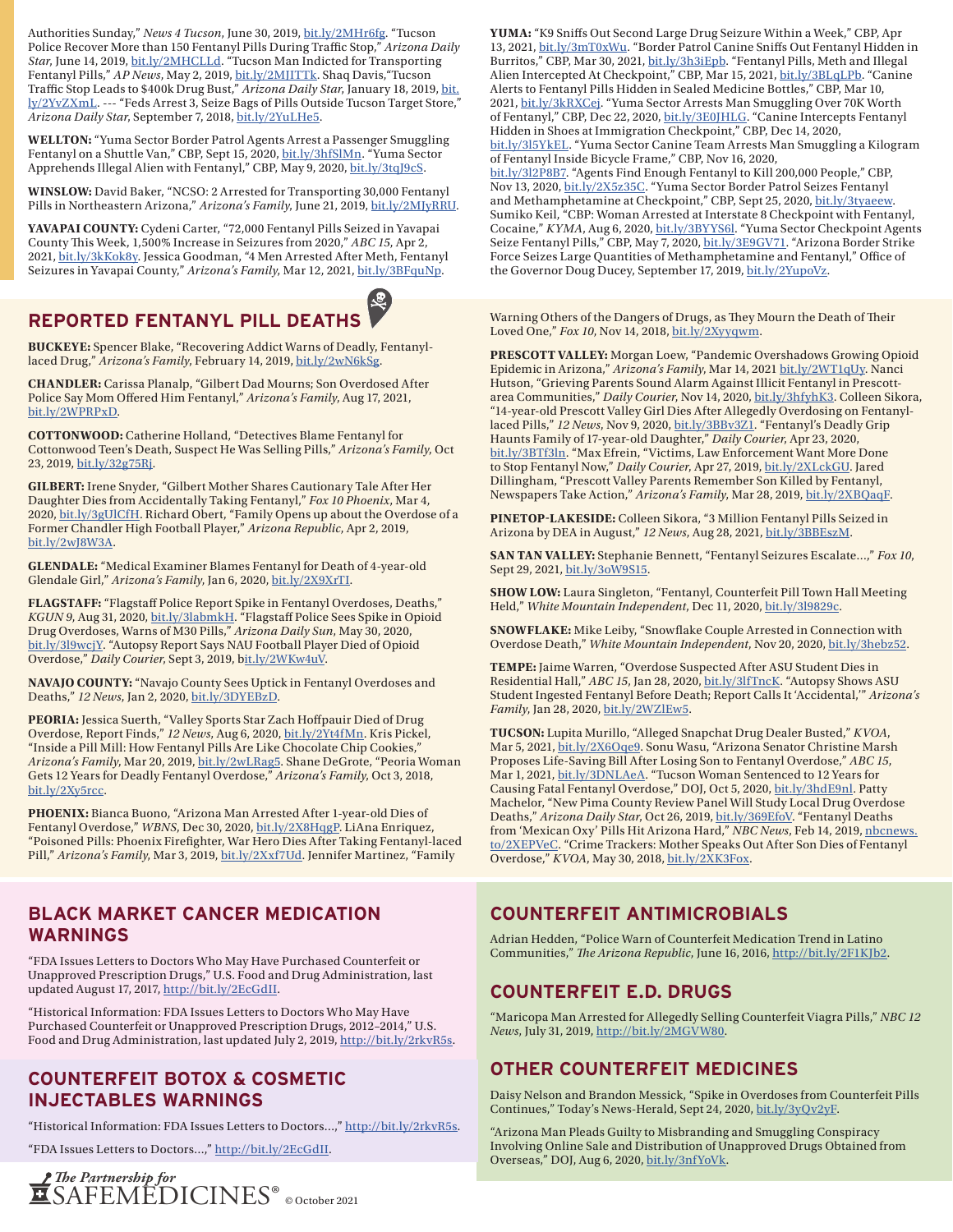Authorities Sunday," *News 4 Tucson*, June 30, 2019, bit.ly/2MHr6fg. "Tucson Police Recover More than 150 Fentanyl Pills During Traffic Stop," *Arizona Daily Star*, June 14, 2019, bit.ly/2MHCLLd. "Tucson Man Indicted for Transporting Fentanyl Pills," *AP News*, May 2, 2019, bit.ly/2MJITTk. Shaq Davis,"Tucson Traffic Stop Leads to $400k Drug Bust," *Arizona Daily Star*, January 18, 2019, bit.ly/2YvZXmL. --- "Feds Arrest 3, Seize Bags of Pills Outside Tucson Target Store," *Arizona Daily Star*, September 7, 2018, bit.ly/2YuLHe5.

**WELLTON:** "Yuma Sector Border Patrol Agents Arrest a Passenger Smuggling Fentanyl on a Shuttle Van," CBP, Sept 15, 2020, bit.ly/3hfSlMn. "Yuma Sector Apprehends Illegal Alien with Fentanyl," CBP, May 9, 2020, bit.ly/3tqJ9cS.

**WINSLOW:** David Baker, "NCSO: 2 Arrested for Transporting 30,000 Fentanyl Pills in Northeastern Arizona," *Arizona's Family*, June 21, 2019, bit.ly/2MJyRRU.

**YAVAPAI COUNTY:** Cydeni Carter, "72,000 Fentanyl Pills Seized in Yavapai County This Week, 1,500% Increase in Seizures from 2020," *ABC 15*, Apr 2, 2021, bit.ly/3kKok8y. Jessica Goodman, "4 Men Arrested After Meth, Fentanyl Seizures in Yavapai County," *Arizona's Family*, Mar 12, 2021, bit.ly/3BFquNp.

**YUMA:** "K9 Sniffs Out Second Large Drug Seizure Within a Week," CBP, Apr 13, 2021, bit.ly/3mT0xWu. "Border Patrol Canine Sniffs Out Fentanyl Hidden in Burritos," CBP, Mar 30, 2021, bit.ly/3h3iEpb. "Fentanyl Pills, Meth and Illegal Alien Intercepted At Checkpoint," CBP, Mar 15, 2021, bit.ly/3BLqLPb. "Canine Alerts to Fentanyl Pills Hidden in Sealed Medicine Bottles," CBP, Mar 10, 2021, bit.ly/3kRXCej. "Yuma Sector Arrests Man Smuggling Over 70K Worth of Fentanyl," CBP, Dec 22, 2020, bit.ly/3E0JHLG. "Canine Intercepts Fentanyl Hidden in Shoes at Immigration Checkpoint," CBP, Dec 14, 2020, bit.ly/3l5YkEL. "Yuma Sector Canine Team Arrests Man Smuggling a Kilogram of Fentanyl Inside Bicycle Frame," CBP, Nov 16, 2020, bit.ly/3l2P8B7. "Agents Find Enough Fentanyl to Kill 200,000 People," CBP, Nov 13, 2020, bit.ly/2X5z35C. "Yuma Sector Border Patrol Seizes Fentanyl and Methamphetamine at Checkpoint," CBP, Sept 25, 2020, bit.ly/3tyaeew. Sumiko Keil, "CBP: Woman Arrested at Interstate 8 Checkpoint with Fentanyl, Cocaine," *KYMA*, Aug 6, 2020, bit.ly/3BYYS6l. "Yuma Sector Checkpoint Agents Seize Fentanyl Pills," CBP, May 7, 2020, bit.ly/3E9GV71. "Arizona Border Strike Force Seizes Large Quantities of Methamphetamine and Fentanyl," Office of the Governor Doug Ducey, September 17, 2019, bit.ly/2YupoVz.

## REPORTED FENTANYL PILL DEATHS

**BUCKEYE:** Spencer Blake, "Recovering Addict Warns of Deadly, Fentanyl-laced Drug," *Arizona's Family*, February 14, 2019, bit.ly/2wN6kSg.

**CHANDLER:** Carissa Planalp, "Gilbert Dad Mourns; Son Overdosed After Police Say Mom Offered Him Fentanyl," *Arizona's Family*, Aug 17, 2021, bit.ly/2WPRPxD.

**COTTONWOOD:** Catherine Holland, "Detectives Blame Fentanyl for Cottonwood Teen's Death, Suspect He Was Selling Pills," *Arizona's Family*, Oct 23, 2019, bit.ly/32g75Rj.

**GILBERT:** Irene Snyder, "Gilbert Mother Shares Cautionary Tale After Her Daughter Dies from Accidentally Taking Fentanyl," *Fox 10 Phoenix*, Mar 4, 2020, bit.ly/3gUlCfH. Richard Obert, "Family Opens up about the Overdose of a Former Chandler High Football Player," *Arizona Republic*, Apr 2, 2019, bit.ly/2wJ8W3A.

**GLENDALE:** "Medical Examiner Blames Fentanyl for Death of 4-year-old Glendale Girl," *Arizona's Family*, Jan 6, 2020, bit.ly/2X9XrTI.

**FLAGSTAFF:** "Flagstaff Police Report Spike in Fentanyl Overdoses, Deaths," *KGUN 9*, Aug 31, 2020, bit.ly/3labmkH. "Flagstaff Police Sees Spike in Opioid Drug Overdoses, Warns of M30 Pills," *Arizona Daily Sun*, May 30, 2020, bit.ly/3l9wcjY. "Autopsy Report Says NAU Football Player Died of Opioid Overdose," *Daily Courier*, Sept 3, 2019, bit.ly/2WKw4uV.

**NAVAJO COUNTY:** "Navajo County Sees Uptick in Fentanyl Overdoses and Deaths," *12 News*, Jan 2, 2020, bit.ly/3DYEBzD.

**PEORIA:** Jessica Suerth, "Valley Sports Star Zach Hoffpauir Died of Drug Overdose, Report Finds," *12 News*, Aug 6, 2020, bit.ly/2Yt4fMn. Kris Pickel, "Inside a Pill Mill: How Fentanyl Pills Are Like Chocolate Chip Cookies," *Arizona's Family*, Mar 20, 2019, bit.ly/2wLRag5. Shane DeGrote, "Peoria Woman Gets 12 Years for Deadly Fentanyl Overdose," *Arizona's Family*, Oct 3, 2018, bit.ly/2Xy5rcc.

**PHOENIX:** Bianca Buono, "Arizona Man Arrested After 1-year-old Dies of Fentanyl Overdose," *WBNS*, Dec 30, 2020, bit.ly/2X8HqgP. LiAna Enriquez, "Poisoned Pills: Phoenix Firefighter, War Hero Dies After Taking Fentanyl-laced Pill," *Arizona's Family*, Mar 3, 2019, bit.ly/2Xxf7Ud. Jennifer Martinez, "Family Warning Others of the Dangers of Drugs, as They Mourn the Death of Their Loved One," *Fox 10*, Nov 14, 2018, bit.ly/2Xyyqwm.

**PRESCOTT VALLEY:** Morgan Loew, "Pandemic Overshadows Growing Opioid Epidemic in Arizona," *Arizona's Family*, Mar 14, 2021 bit.ly/2WT1qUy. Nanci Hutson, "Grieving Parents Sound Alarm Against Illicit Fentanyl in Prescott-area Communities," *Daily Courier*, Nov 14, 2020, bit.ly/3hfyhK3. Colleen Sikora, "14-year-old Prescott Valley Girl Dies After Allegedly Overdosing on Fentanyl-laced Pills," *12 News*, Nov 9, 2020, bit.ly/3BBv3Z1. "Fentanyl's Deadly Grip Haunts Family of 17-year-old Daughter," *Daily Courier*, Apr 23, 2020, bit.ly/3BTf3ln. "Max Efrein, "Victims, Law Enforcement Want More Done to Stop Fentanyl Now," *Daily Courier*, Apr 27, 2019, bit.ly/2XLckGU. Jared Dillingham, "Prescott Valley Parents Remember Son Killed by Fentanyl, Newspapers Take Action," *Arizona's Family*, Mar 28, 2019, bit.ly/2XBQaqF.

**PINETOP-LAKESIDE:** Colleen Sikora, "3 Million Fentanyl Pills Seized in Arizona by DEA in August," *12 News*, Aug 28, 2021, bit.ly/3BBEszM.

**SAN TAN VALLEY:** Stephanie Bennett, "Fentanyl Seizures Escalate…," *Fox 10*, Sept 29, 2021, bit.ly/3oW9S15.

**SHOW LOW:** Laura Singleton, "Fentanyl, Counterfeit Pill Town Hall Meeting Held," *White Mountain Independent*, Dec 11, 2020, bit.ly/3l9829c.

**SNOWFLAKE:** Mike Leiby, "Snowflake Couple Arrested in Connection with Overdose Death," *White Mountain Independent*, Nov 20, 2020, bit.ly/3hebz52.

**TEMPE:** Jaime Warren, "Overdose Suspected After ASU Student Dies in Residential Hall," *ABC 15*, Jan 28, 2020, bit.ly/3lfTncK. "Autopsy Shows ASU Student Ingested Fentanyl Before Death; Report Calls It 'Accidental,'" *Arizona's Family*, Jan 28, 2020, bit.ly/2WZlEw5.

**TUCSON:** Lupita Murillo, "Alleged Snapchat Drug Dealer Busted," *KVOA*, Mar 5, 2021, bit.ly/2X6Oqe9. Sonu Wasu, "Arizona Senator Christine Marsh Proposes Life-Saving Bill After Losing Son to Fentanyl Overdose," *ABC 15*, Mar 1, 2021, bit.ly/3DNLAeA. "Tucson Woman Sentenced to 12 Years for Causing Fatal Fentanyl Overdose," DOJ, Oct 5, 2020, bit.ly/3hdE9nl. Patty Machelor, "New Pima County Review Panel Will Study Local Drug Overdose Deaths," *Arizona Daily Star*, Oct 26, 2019, bit.ly/369EfoV. "Fentanyl Deaths from 'Mexican Oxy' Pills Hit Arizona Hard," *NBC News*, Feb 14, 2019, nbcnews.to/2XEPVeC. "Crime Trackers: Mother Speaks Out After Son Dies of Fentanyl Overdose," *KVOA*, May 30, 2018, bit.ly/2XK3Fox.

## BLACK MARKET CANCER MEDICATION WARNINGS

"FDA Issues Letters to Doctors Who May Have Purchased Counterfeit or Unapproved Prescription Drugs," U.S. Food and Drug Administration, last updated August 17, 2017, http://bit.ly/2EcGdII.

"Historical Information: FDA Issues Letters to Doctors Who May Have Purchased Counterfeit or Unapproved Prescription Drugs, 2012–2014," U.S. Food and Drug Administration, last updated July 2, 2019, http://bit.ly/2rkvR5s.

## COUNTERFEIT BOTOX & COSMETIC INJECTABLES WARNINGS

"Historical Information: FDA Issues Letters to Doctors…," http://bit.ly/2rkvR5s.

"FDA Issues Letters to Doctors…," http://bit.ly/2EcGdII.

## COUNTERFEIT ANTIMICROBIALS

Adrian Hedden, "Police Warn of Counterfeit Medication Trend in Latino Communities," *The Arizona Republic*, June 16, 2016, http://bit.ly/2F1KJb2.

## COUNTERFEIT E.D. DRUGS

"Maricopa Man Arrested for Allegedly Selling Counterfeit Viagra Pills," *NBC 12 News*, July 31, 2019, http://bit.ly/2MGVW80.

## OTHER COUNTERFEIT MEDICINES

Daisy Nelson and Brandon Messick, "Spike in Overdoses from Counterfeit Pills Continues," Today's News-Herald, Sept 24, 2020, bit.ly/3yQv2yF.

"Arizona Man Pleads Guilty to Misbranding and Smuggling Conspiracy Involving Online Sale and Distribution of Unapproved Drugs Obtained from Overseas," DOJ, Aug 6, 2020, bit.ly/3nfYoVk.

The Partnership for SAFEMEDICINES® © October 2021